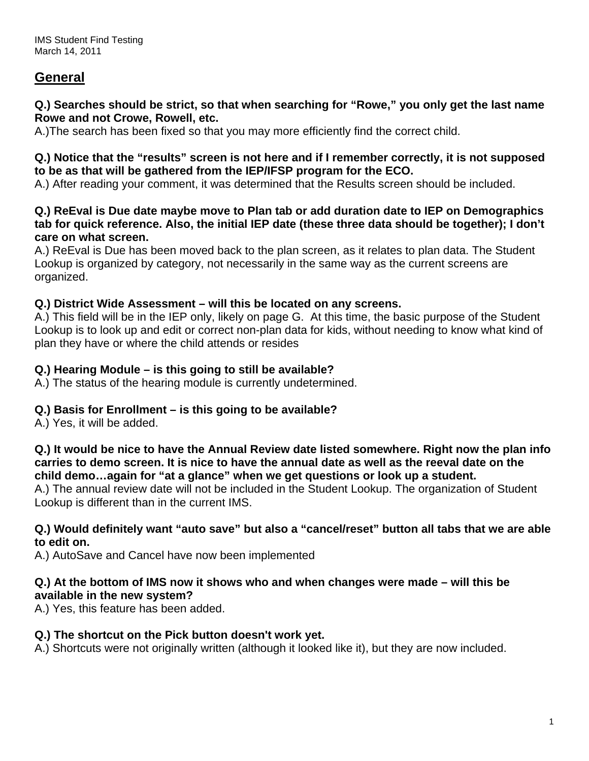IMS Student Find Testing
March 14, 2011

## General

**Q.) Searches should be strict, so that when searching for "Rowe," you only get the last name Rowe and not Crowe, Rowell, etc.**
A.)The search has been fixed so that you may more efficiently find the correct child.

**Q.) Notice that the "results" screen is not here and if I remember correctly, it is not supposed to be as that will be gathered from the IEP/IFSP program for the ECO.**
A.) After reading your comment, it was determined that the Results screen should be included.

**Q.) ReEval is Due date maybe move to Plan tab or add duration date to IEP on Demographics tab for quick reference. Also, the initial IEP date (these three data should be together); I don't care on what screen.**
A.) ReEval is Due has been moved back to the plan screen, as it relates to plan data. The Student Lookup is organized by category, not necessarily in the same way as the current screens are organized.

**Q.) District Wide Assessment – will this be located on any screens.**
A.) This field will be in the IEP only, likely on page G. At this time, the basic purpose of the Student Lookup is to look up and edit or correct non-plan data for kids, without needing to know what kind of plan they have or where the child attends or resides

**Q.) Hearing Module – is this going to still be available?**
A.) The status of the hearing module is currently undetermined.

**Q.) Basis for Enrollment – is this going to be available?**
A.) Yes, it will be added.

**Q.) It would be nice to have the Annual Review date listed somewhere. Right now the plan info carries to demo screen. It is nice to have the annual date as well as the reeval date on the child demo…again for "at a glance" when we get questions or look up a student.**
A.) The annual review date will not be included in the Student Lookup. The organization of Student Lookup is different than in the current IMS.

**Q.) Would definitely want "auto save" but also a "cancel/reset" button all tabs that we are able to edit on.**
A.) AutoSave and Cancel have now been implemented

**Q.) At the bottom of IMS now it shows who and when changes were made – will this be available in the new system?**
A.) Yes, this feature has been added.

**Q.) The shortcut on the Pick button doesn't work yet.**
A.) Shortcuts were not originally written (although it looked like it), but they are now included.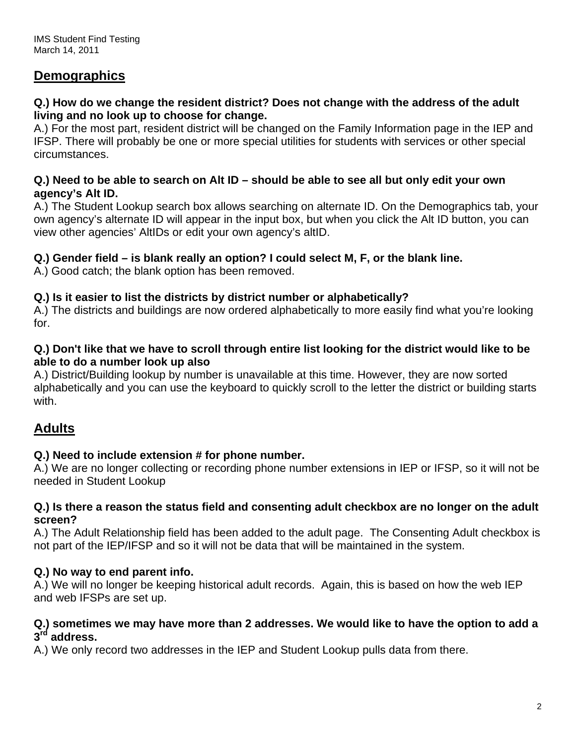IMS Student Find Testing
March 14, 2011

## Demographics

**Q.) How do we change the resident district? Does not change with the address of the adult living and no look up to choose for change.**
A.) For the most part, resident district will be changed on the Family Information page in the IEP and IFSP. There will probably be one or more special utilities for students with services or other special circumstances.

**Q.) Need to be able to search on Alt ID – should be able to see all but only edit your own agency's Alt ID.**
A.) The Student Lookup search box allows searching on alternate ID. On the Demographics tab, your own agency's alternate ID will appear in the input box, but when you click the Alt ID button, you can view other agencies' AltIDs or edit your own agency's altID.

**Q.) Gender field – is blank really an option? I could select M, F, or the blank line.**
A.) Good catch; the blank option has been removed.

**Q.) Is it easier to list the districts by district number or alphabetically?**
A.) The districts and buildings are now ordered alphabetically to more easily find what you're looking for.

**Q.) Don't like that we have to scroll through entire list looking for the district would like to be able to do a number look up also**
A.) District/Building lookup by number is unavailable at this time. However, they are now sorted alphabetically and you can use the keyboard to quickly scroll to the letter the district or building starts with.

## Adults

**Q.) Need to include extension # for phone number.**
A.) We are no longer collecting or recording phone number extensions in IEP or IFSP, so it will not be needed in Student Lookup

**Q.) Is there a reason the status field and consenting adult checkbox are no longer on the adult screen?**
A.) The Adult Relationship field has been added to the adult page. The Consenting Adult checkbox is not part of the IEP/IFSP and so it will not be data that will be maintained in the system.

**Q.) No way to end parent info.**
A.) We will no longer be keeping historical adult records. Again, this is based on how the web IEP and web IFSPs are set up.

**Q.) sometimes we may have more than 2 addresses. We would like to have the option to add a 3rd address.**
A.) We only record two addresses in the IEP and Student Lookup pulls data from there.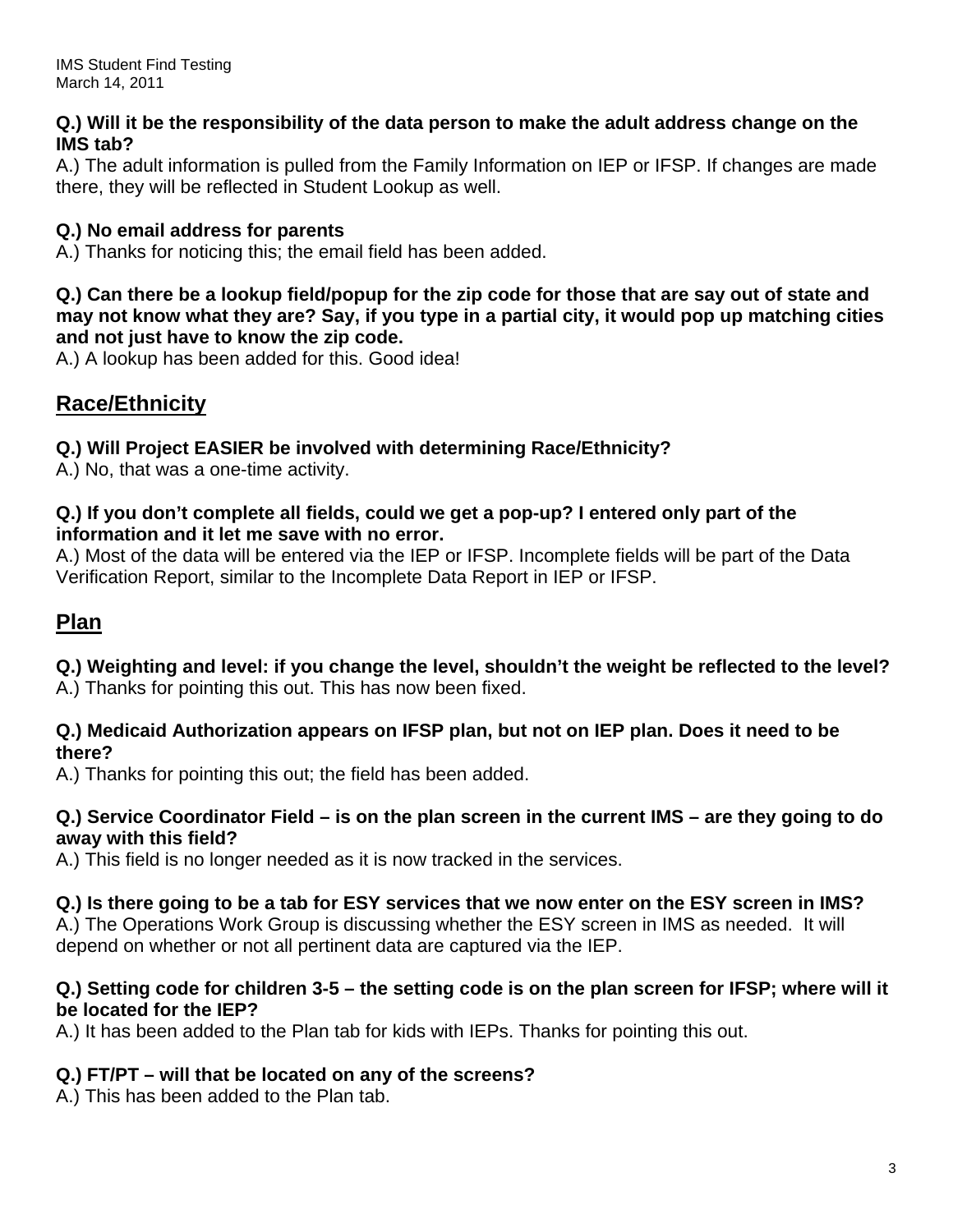**Q.) Will it be the responsibility of the data person to make the adult address change on the IMS tab?**

A.) The adult information is pulled from the Family Information on IEP or IFSP. If changes are made there, they will be reflected in Student Lookup as well.

**Q.) No email address for parents**

A.) Thanks for noticing this; the email field has been added.

**Q.) Can there be a lookup field/popup for the zip code for those that are say out of state and may not know what they are? Say, if you type in a partial city, it would pop up matching cities and not just have to know the zip code.**

A.) A lookup has been added for this. Good idea!

## Race/Ethnicity

**Q.) Will Project EASIER be involved with determining Race/Ethnicity?**

A.) No, that was a one-time activity.

**Q.) If you don't complete all fields, could we get a pop-up? I entered only part of the information and it let me save with no error.**

A.) Most of the data will be entered via the IEP or IFSP. Incomplete fields will be part of the Data Verification Report, similar to the Incomplete Data Report in IEP or IFSP.

## Plan

**Q.) Weighting and level: if you change the level, shouldn't the weight be reflected to the level?**

A.) Thanks for pointing this out. This has now been fixed.

**Q.) Medicaid Authorization appears on IFSP plan, but not on IEP plan. Does it need to be there?**

A.) Thanks for pointing this out; the field has been added.

**Q.) Service Coordinator Field – is on the plan screen in the current IMS – are they going to do away with this field?**

A.) This field is no longer needed as it is now tracked in the services.

**Q.) Is there going to be a tab for ESY services that we now enter on the ESY screen in IMS?**

A.) The Operations Work Group is discussing whether the ESY screen in IMS as needed. It will depend on whether or not all pertinent data are captured via the IEP.

**Q.) Setting code for children 3-5 – the setting code is on the plan screen for IFSP; where will it be located for the IEP?**

A.) It has been added to the Plan tab for kids with IEPs. Thanks for pointing this out.

**Q.) FT/PT – will that be located on any of the screens?**

A.) This has been added to the Plan tab.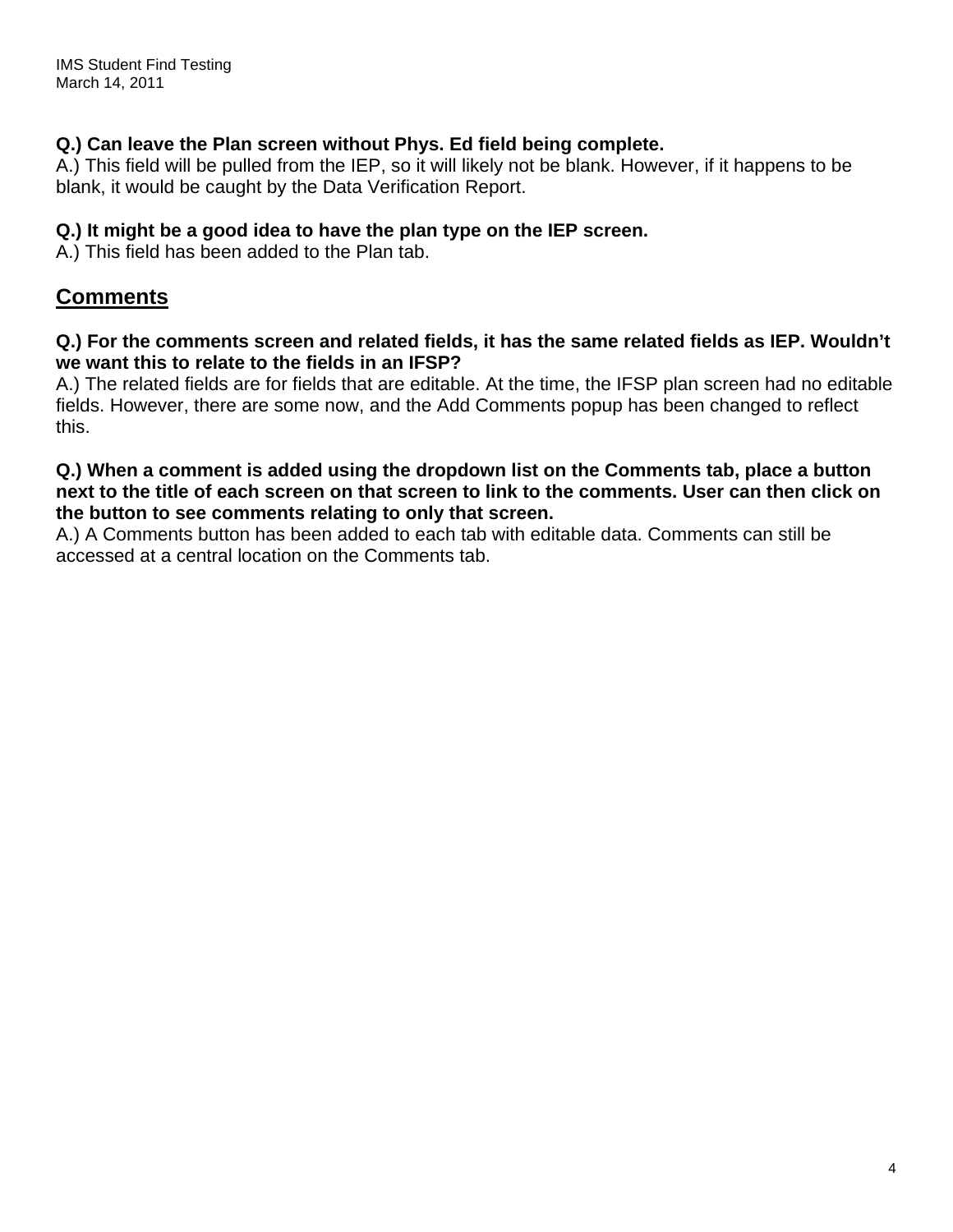**Q.) Can leave the Plan screen without Phys. Ed field being complete.**

A.) This field will be pulled from the IEP, so it will likely not be blank. However, if it happens to be blank, it would be caught by the Data Verification Report.

**Q.) It might be a good idea to have the plan type on the IEP screen.**

A.) This field has been added to the Plan tab.

## Comments

**Q.) For the comments screen and related fields, it has the same related fields as IEP. Wouldn't we want this to relate to the fields in an IFSP?**

A.) The related fields are for fields that are editable. At the time, the IFSP plan screen had no editable fields. However, there are some now, and the Add Comments popup has been changed to reflect this.

**Q.) When a comment is added using the dropdown list on the Comments tab, place a button next to the title of each screen on that screen to link to the comments. User can then click on the button to see comments relating to only that screen.**

A.) A Comments button has been added to each tab with editable data. Comments can still be accessed at a central location on the Comments tab.